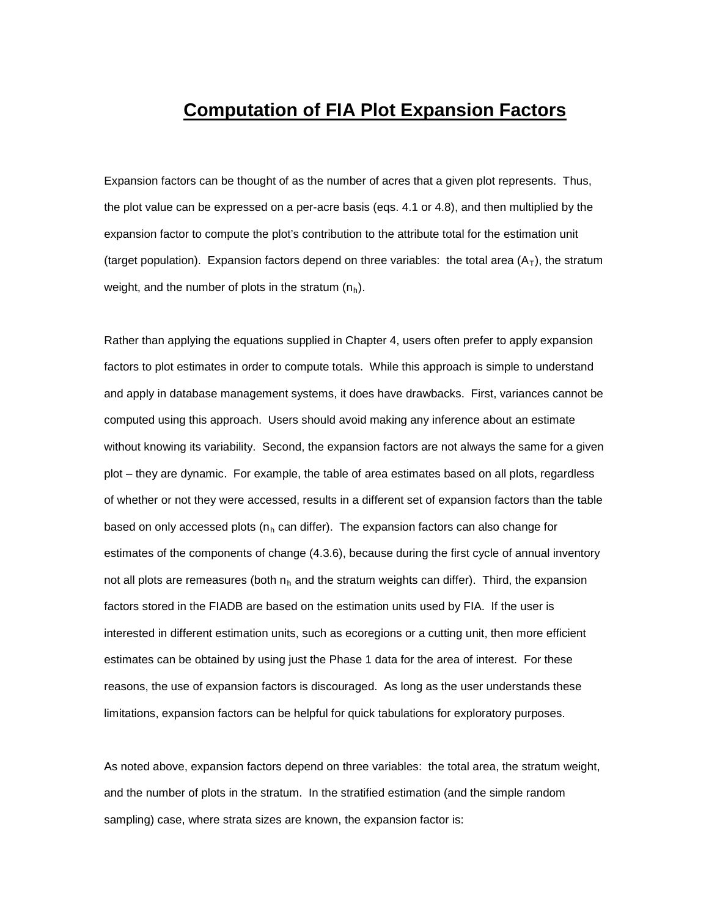# Computation of FIA Plot Expansion Factors

Expansion factors can be thought of as the number of acres that a given plot represents. Thus, the plot value can be expressed on a per-acre basis (eqs. 4.1 or 4.8), and then multiplied by the expansion factor to compute the plot's contribution to the attribute total for the estimation unit (target population). Expansion factors depend on three variables: the total area ($A_T$), the stratum weight, and the number of plots in the stratum ($n_h$).

Rather than applying the equations supplied in Chapter 4, users often prefer to apply expansion factors to plot estimates in order to compute totals. While this approach is simple to understand and apply in database management systems, it does have drawbacks. First, variances cannot be computed using this approach. Users should avoid making any inference about an estimate without knowing its variability. Second, the expansion factors are not always the same for a given plot – they are dynamic. For example, the table of area estimates based on all plots, regardless of whether or not they were accessed, results in a different set of expansion factors than the table based on only accessed plots ($n_h$ can differ). The expansion factors can also change for estimates of the components of change (4.3.6), because during the first cycle of annual inventory not all plots are remeasures (both $n_h$ and the stratum weights can differ). Third, the expansion factors stored in the FIADB are based on the estimation units used by FIA. If the user is interested in different estimation units, such as ecoregions or a cutting unit, then more efficient estimates can be obtained by using just the Phase 1 data for the area of interest. For these reasons, the use of expansion factors is discouraged. As long as the user understands these limitations, expansion factors can be helpful for quick tabulations for exploratory purposes.

As noted above, expansion factors depend on three variables: the total area, the stratum weight, and the number of plots in the stratum. In the stratified estimation (and the simple random sampling) case, where strata sizes are known, the expansion factor is: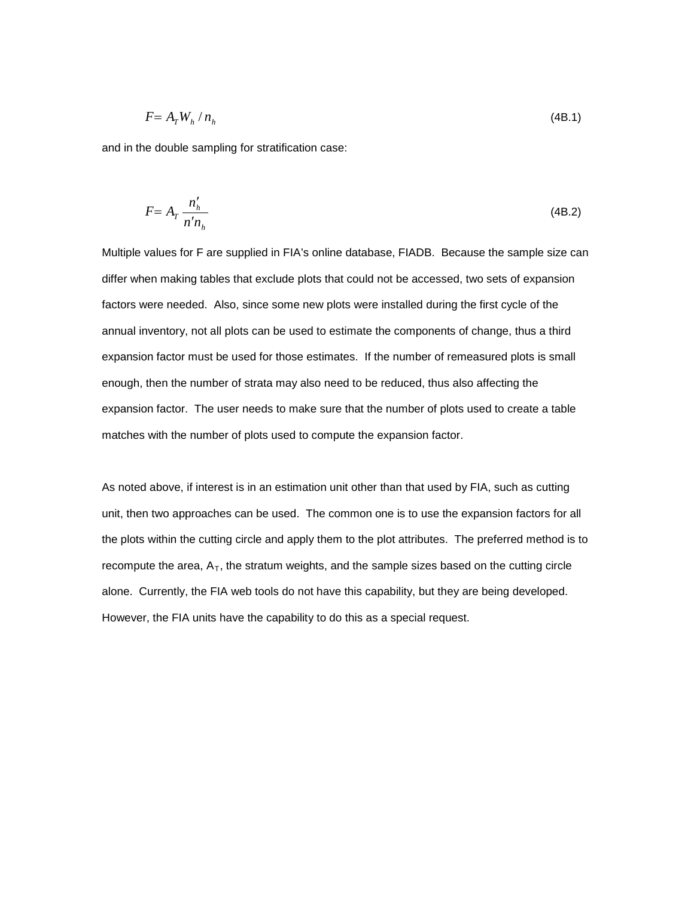$$F = A_T W_h / n_h \tag{4B.1}$$

and in the double sampling for stratification case:

$$F = A_T \frac{n'_h}{n' n_h} \tag{4B.2}$$

Multiple values for F are supplied in FIA's online database, FIADB. Because the sample size can differ when making tables that exclude plots that could not be accessed, two sets of expansion factors were needed. Also, since some new plots were installed during the first cycle of the annual inventory, not all plots can be used to estimate the components of change, thus a third expansion factor must be used for those estimates. If the number of remeasured plots is small enough, then the number of strata may also need to be reduced, thus also affecting the expansion factor. The user needs to make sure that the number of plots used to create a table matches with the number of plots used to compute the expansion factor.

As noted above, if interest is in an estimation unit other than that used by FIA, such as cutting unit, then two approaches can be used. The common one is to use the expansion factors for all the plots within the cutting circle and apply them to the plot attributes. The preferred method is to recompute the area, $A_T$, the stratum weights, and the sample sizes based on the cutting circle alone. Currently, the FIA web tools do not have this capability, but they are being developed. However, the FIA units have the capability to do this as a special request.